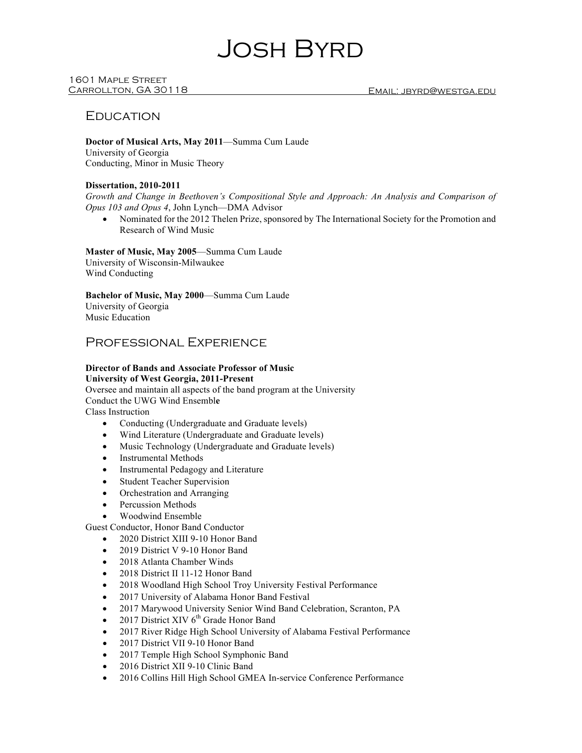# Josh Byrd

1601 Maple Street
Carrollton, GA 30118 Email: jbyrd@westga.edu

## Education

**Doctor of Musical Arts, May 2011**—Summa Cum Laude
University of Georgia
Conducting, Minor in Music Theory

**Dissertation, 2010-2011**
*Growth and Change in Beethoven's Compositional Style and Approach: An Analysis and Comparison of Opus 103 and Opus 4*, John Lynch—DMA Advisor

- Nominated for the 2012 Thelen Prize, sponsored by The International Society for the Promotion and Research of Wind Music

**Master of Music, May 2005**—Summa Cum Laude
University of Wisconsin-Milwaukee
Wind Conducting

**Bachelor of Music, May 2000**—Summa Cum Laude
University of Georgia
Music Education

## Professional Experience

**Director of Bands and Associate Professor of Music**
**University of West Georgia, 2011-Present**
Oversee and maintain all aspects of the band program at the University
Conduct the UWG Wind Ensemble
Class Instruction

- Conducting (Undergraduate and Graduate levels)
- Wind Literature (Undergraduate and Graduate levels)
- Music Technology (Undergraduate and Graduate levels)
- Instrumental Methods
- Instrumental Pedagogy and Literature
- Student Teacher Supervision
- Orchestration and Arranging
- Percussion Methods
- Woodwind Ensemble

Guest Conductor, Honor Band Conductor

- 2020 District XIII 9-10 Honor Band
- 2019 District V 9-10 Honor Band
- 2018 Atlanta Chamber Winds
- 2018 District II 11-12 Honor Band
- 2018 Woodland High School Troy University Festival Performance
- 2017 University of Alabama Honor Band Festival
- 2017 Marywood University Senior Wind Band Celebration, Scranton, PA
- 2017 District XIV 6th Grade Honor Band
- 2017 River Ridge High School University of Alabama Festival Performance
- 2017 District VII 9-10 Honor Band
- 2017 Temple High School Symphonic Band
- 2016 District XII 9-10 Clinic Band
- 2016 Collins Hill High School GMEA In-service Conference Performance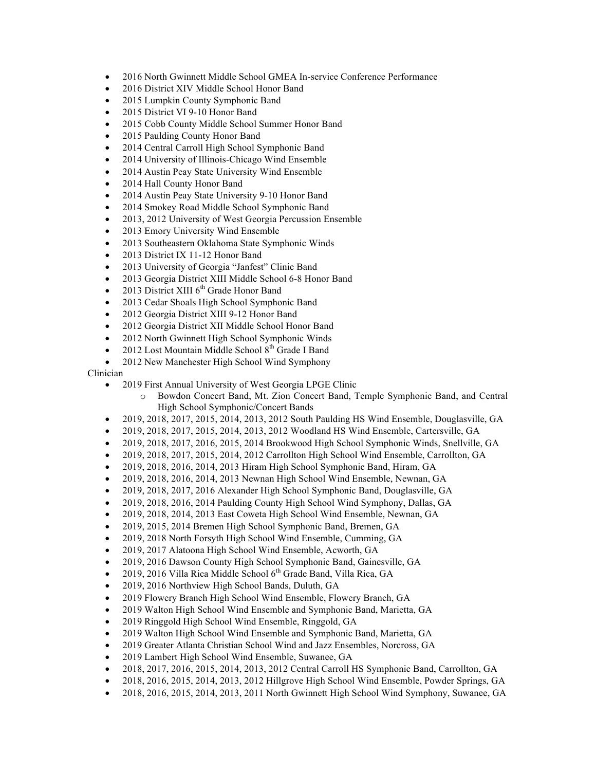- 2016 North Gwinnett Middle School GMEA In-service Conference Performance
- 2016 District XIV Middle School Honor Band
- 2015 Lumpkin County Symphonic Band
- 2015 District VI 9-10 Honor Band
- 2015 Cobb County Middle School Summer Honor Band
- 2015 Paulding County Honor Band
- 2014 Central Carroll High School Symphonic Band
- 2014 University of Illinois-Chicago Wind Ensemble
- 2014 Austin Peay State University Wind Ensemble
- 2014 Hall County Honor Band
- 2014 Austin Peay State University 9-10 Honor Band
- 2014 Smokey Road Middle School Symphonic Band
- 2013, 2012 University of West Georgia Percussion Ensemble
- 2013 Emory University Wind Ensemble
- 2013 Southeastern Oklahoma State Symphonic Winds
- 2013 District IX 11-12 Honor Band
- 2013 University of Georgia "Janfest" Clinic Band
- 2013 Georgia District XIII Middle School 6-8 Honor Band
- 2013 District XIII 6th Grade Honor Band
- 2013 Cedar Shoals High School Symphonic Band
- 2012 Georgia District XIII 9-12 Honor Band
- 2012 Georgia District XII Middle School Honor Band
- 2012 North Gwinnett High School Symphonic Winds
- 2012 Lost Mountain Middle School 8th Grade I Band
- 2012 New Manchester High School Wind Symphony

Clinician

- 2019 First Annual University of West Georgia LPGE Clinic
  - Bowdon Concert Band, Mt. Zion Concert Band, Temple Symphonic Band, and Central High School Symphonic/Concert Bands
- 2019, 2018, 2017, 2015, 2014, 2013, 2012 South Paulding HS Wind Ensemble, Douglasville, GA
- 2019, 2018, 2017, 2015, 2014, 2013, 2012 Woodland HS Wind Ensemble, Cartersville, GA
- 2019, 2018, 2017, 2016, 2015, 2014 Brookwood High School Symphonic Winds, Snellville, GA
- 2019, 2018, 2017, 2015, 2014, 2012 Carrollton High School Wind Ensemble, Carrollton, GA
- 2019, 2018, 2016, 2014, 2013 Hiram High School Symphonic Band, Hiram, GA
- 2019, 2018, 2016, 2014, 2013 Newnan High School Wind Ensemble, Newnan, GA
- 2019, 2018, 2017, 2016 Alexander High School Symphonic Band, Douglasville, GA
- 2019, 2018, 2016, 2014 Paulding County High School Wind Symphony, Dallas, GA
- 2019, 2018, 2014, 2013 East Coweta High School Wind Ensemble, Newnan, GA
- 2019, 2015, 2014 Bremen High School Symphonic Band, Bremen, GA
- 2019, 2018 North Forsyth High School Wind Ensemble, Cumming, GA
- 2019, 2017 Alatoona High School Wind Ensemble, Acworth, GA
- 2019, 2016 Dawson County High School Symphonic Band, Gainesville, GA
- 2019, 2016 Villa Rica Middle School 6th Grade Band, Villa Rica, GA
- 2019, 2016 Northview High School Bands, Duluth, GA
- 2019 Flowery Branch High School Wind Ensemble, Flowery Branch, GA
- 2019 Walton High School Wind Ensemble and Symphonic Band, Marietta, GA
- 2019 Ringgold High School Wind Ensemble, Ringgold, GA
- 2019 Walton High School Wind Ensemble and Symphonic Band, Marietta, GA
- 2019 Greater Atlanta Christian School Wind and Jazz Ensembles, Norcross, GA
- 2019 Lambert High School Wind Ensemble, Suwanee, GA
- 2018, 2017, 2016, 2015, 2014, 2013, 2012 Central Carroll HS Symphonic Band, Carrollton, GA
- 2018, 2016, 2015, 2014, 2013, 2012 Hillgrove High School Wind Ensemble, Powder Springs, GA
- 2018, 2016, 2015, 2014, 2013, 2011 North Gwinnett High School Wind Symphony, Suwanee, GA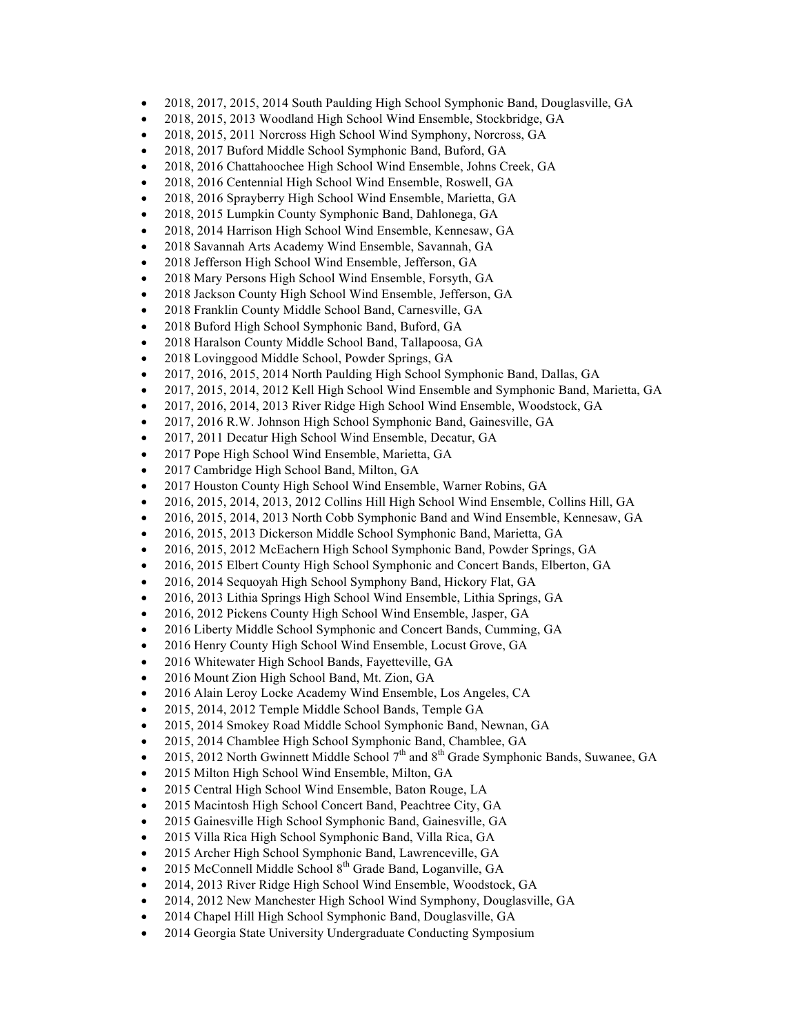- 2018, 2017, 2015, 2014 South Paulding High School Symphonic Band, Douglasville, GA
- 2018, 2015, 2013 Woodland High School Wind Ensemble, Stockbridge, GA
- 2018, 2015, 2011 Norcross High School Wind Symphony, Norcross, GA
- 2018, 2017 Buford Middle School Symphonic Band, Buford, GA
- 2018, 2016 Chattahoochee High School Wind Ensemble, Johns Creek, GA
- 2018, 2016 Centennial High School Wind Ensemble, Roswell, GA
- 2018, 2016 Sprayberry High School Wind Ensemble, Marietta, GA
- 2018, 2015 Lumpkin County Symphonic Band, Dahlonega, GA
- 2018, 2014 Harrison High School Wind Ensemble, Kennesaw, GA
- 2018 Savannah Arts Academy Wind Ensemble, Savannah, GA
- 2018 Jefferson High School Wind Ensemble, Jefferson, GA
- 2018 Mary Persons High School Wind Ensemble, Forsyth, GA
- 2018 Jackson County High School Wind Ensemble, Jefferson, GA
- 2018 Franklin County Middle School Band, Carnesville, GA
- 2018 Buford High School Symphonic Band, Buford, GA
- 2018 Haralson County Middle School Band, Tallapoosa, GA
- 2018 Lovinggood Middle School, Powder Springs, GA
- 2017, 2016, 2015, 2014 North Paulding High School Symphonic Band, Dallas, GA
- 2017, 2015, 2014, 2012 Kell High School Wind Ensemble and Symphonic Band, Marietta, GA
- 2017, 2016, 2014, 2013 River Ridge High School Wind Ensemble, Woodstock, GA
- 2017, 2016 R.W. Johnson High School Symphonic Band, Gainesville, GA
- 2017, 2011 Decatur High School Wind Ensemble, Decatur, GA
- 2017 Pope High School Wind Ensemble, Marietta, GA
- 2017 Cambridge High School Band, Milton, GA
- 2017 Houston County High School Wind Ensemble, Warner Robins, GA
- 2016, 2015, 2014, 2013, 2012 Collins Hill High School Wind Ensemble, Collins Hill, GA
- 2016, 2015, 2014, 2013 North Cobb Symphonic Band and Wind Ensemble, Kennesaw, GA
- 2016, 2015, 2013 Dickerson Middle School Symphonic Band, Marietta, GA
- 2016, 2015, 2012 McEachern High School Symphonic Band, Powder Springs, GA
- 2016, 2015 Elbert County High School Symphonic and Concert Bands, Elberton, GA
- 2016, 2014 Sequoyah High School Symphony Band, Hickory Flat, GA
- 2016, 2013 Lithia Springs High School Wind Ensemble, Lithia Springs, GA
- 2016, 2012 Pickens County High School Wind Ensemble, Jasper, GA
- 2016 Liberty Middle School Symphonic and Concert Bands, Cumming, GA
- 2016 Henry County High School Wind Ensemble, Locust Grove, GA
- 2016 Whitewater High School Bands, Fayetteville, GA
- 2016 Mount Zion High School Band, Mt. Zion, GA
- 2016 Alain Leroy Locke Academy Wind Ensemble, Los Angeles, CA
- 2015, 2014, 2012 Temple Middle School Bands, Temple GA
- 2015, 2014 Smokey Road Middle School Symphonic Band, Newnan, GA
- 2015, 2014 Chamblee High School Symphonic Band, Chamblee, GA
- 2015, 2012 North Gwinnett Middle School 7th and 8th Grade Symphonic Bands, Suwanee, GA
- 2015 Milton High School Wind Ensemble, Milton, GA
- 2015 Central High School Wind Ensemble, Baton Rouge, LA
- 2015 Macintosh High School Concert Band, Peachtree City, GA
- 2015 Gainesville High School Symphonic Band, Gainesville, GA
- 2015 Villa Rica High School Symphonic Band, Villa Rica, GA
- 2015 Archer High School Symphonic Band, Lawrenceville, GA
- 2015 McConnell Middle School 8th Grade Band, Loganville, GA
- 2014, 2013 River Ridge High School Wind Ensemble, Woodstock, GA
- 2014, 2012 New Manchester High School Wind Symphony, Douglasville, GA
- 2014 Chapel Hill High School Symphonic Band, Douglasville, GA
- 2014 Georgia State University Undergraduate Conducting Symposium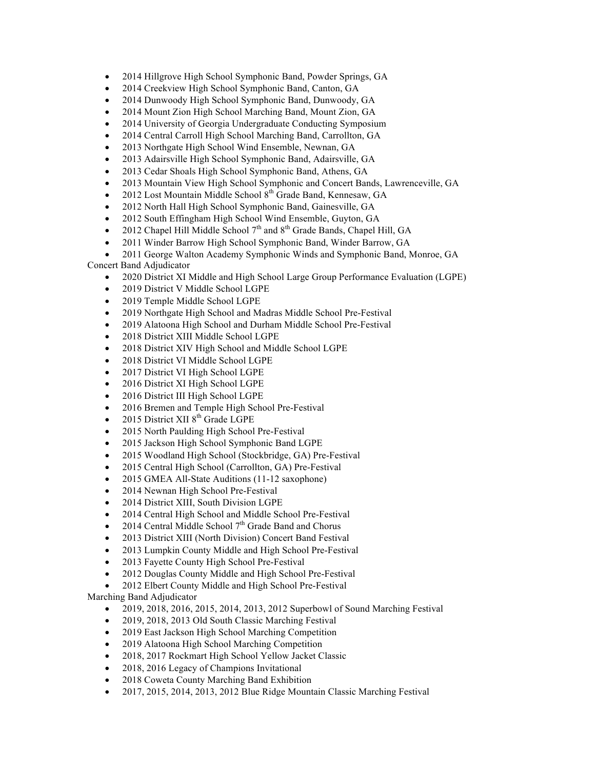- 2014 Hillgrove High School Symphonic Band, Powder Springs, GA
- 2014 Creekview High School Symphonic Band, Canton, GA
- 2014 Dunwoody High School Symphonic Band, Dunwoody, GA
- 2014 Mount Zion High School Marching Band, Mount Zion, GA
- 2014 University of Georgia Undergraduate Conducting Symposium
- 2014 Central Carroll High School Marching Band, Carrollton, GA
- 2013 Northgate High School Wind Ensemble, Newnan, GA
- 2013 Adairsville High School Symphonic Band, Adairsville, GA
- 2013 Cedar Shoals High School Symphonic Band, Athens, GA
- 2013 Mountain View High School Symphonic and Concert Bands, Lawrenceville, GA
- 2012 Lost Mountain Middle School 8th Grade Band, Kennesaw, GA
- 2012 North Hall High School Symphonic Band, Gainesville, GA
- 2012 South Effingham High School Wind Ensemble, Guyton, GA
- 2012 Chapel Hill Middle School 7th and 8th Grade Bands, Chapel Hill, GA
- 2011 Winder Barrow High School Symphonic Band, Winder Barrow, GA
- 2011 George Walton Academy Symphonic Winds and Symphonic Band, Monroe, GA

Concert Band Adjudicator

- 2020 District XI Middle and High School Large Group Performance Evaluation (LGPE)
- 2019 District V Middle School LGPE
- 2019 Temple Middle School LGPE
- 2019 Northgate High School and Madras Middle School Pre-Festival
- 2019 Alatoona High School and Durham Middle School Pre-Festival
- 2018 District XIII Middle School LGPE
- 2018 District XIV High School and Middle School LGPE
- 2018 District VI Middle School LGPE
- 2017 District VI High School LGPE
- 2016 District XI High School LGPE
- 2016 District III High School LGPE
- 2016 Bremen and Temple High School Pre-Festival
- 2015 District XII 8th Grade LGPE
- 2015 North Paulding High School Pre-Festival
- 2015 Jackson High School Symphonic Band LGPE
- 2015 Woodland High School (Stockbridge, GA) Pre-Festival
- 2015 Central High School (Carrollton, GA) Pre-Festival
- 2015 GMEA All-State Auditions (11-12 saxophone)
- 2014 Newnan High School Pre-Festival
- 2014 District XIII, South Division LGPE
- 2014 Central High School and Middle School Pre-Festival
- 2014 Central Middle School 7th Grade Band and Chorus
- 2013 District XIII (North Division) Concert Band Festival
- 2013 Lumpkin County Middle and High School Pre-Festival
- 2013 Fayette County High School Pre-Festival
- 2012 Douglas County Middle and High School Pre-Festival
- 2012 Elbert County Middle and High School Pre-Festival

Marching Band Adjudicator

- 2019, 2018, 2016, 2015, 2014, 2013, 2012 Superbowl of Sound Marching Festival
- 2019, 2018, 2013 Old South Classic Marching Festival
- 2019 East Jackson High School Marching Competition
- 2019 Alatoona High School Marching Competition
- 2018, 2017 Rockmart High School Yellow Jacket Classic
- 2018, 2016 Legacy of Champions Invitational
- 2018 Coweta County Marching Band Exhibition
- 2017, 2015, 2014, 2013, 2012 Blue Ridge Mountain Classic Marching Festival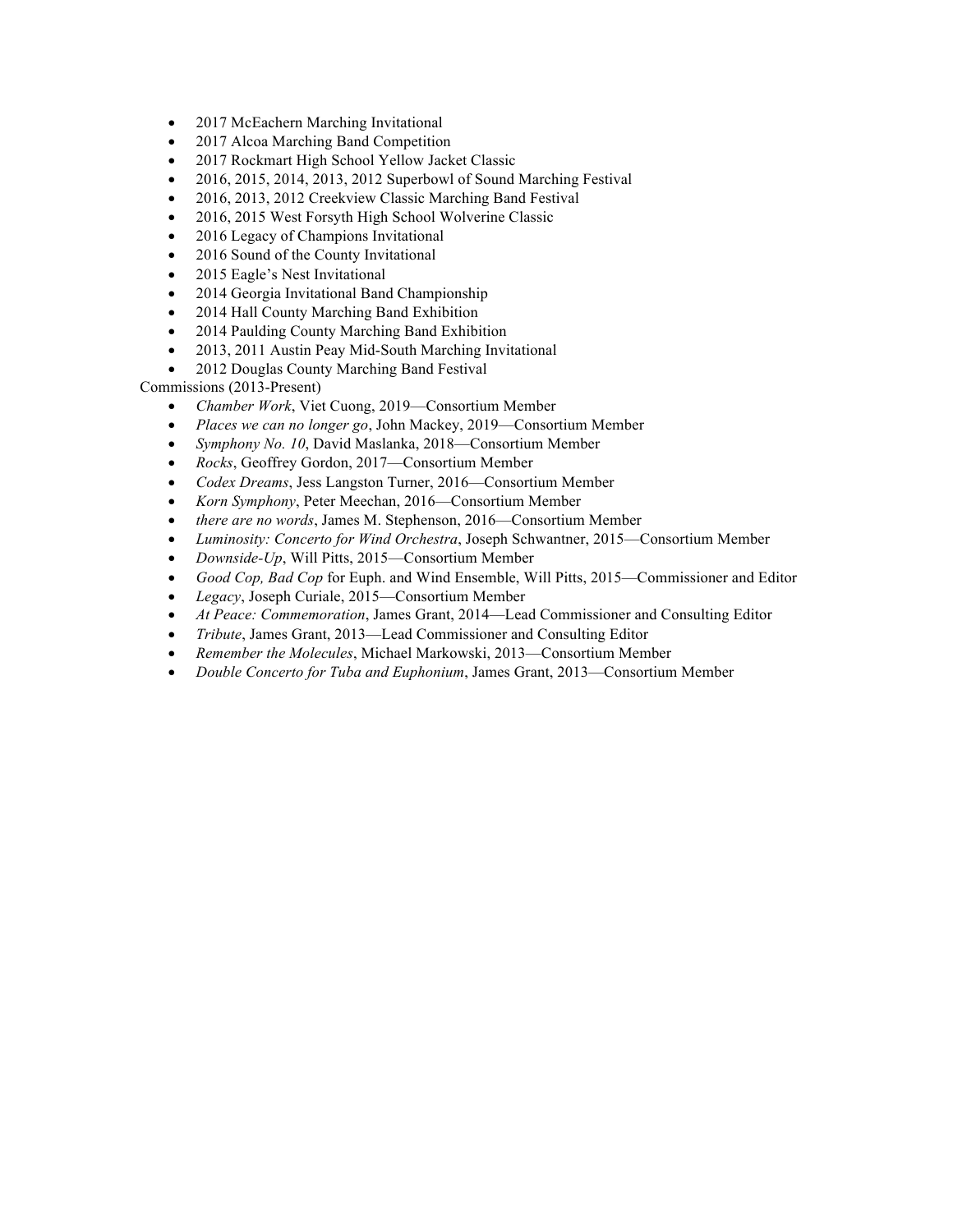- 2017 McEachern Marching Invitational
- 2017 Alcoa Marching Band Competition
- 2017 Rockmart High School Yellow Jacket Classic
- 2016, 2015, 2014, 2013, 2012 Superbowl of Sound Marching Festival
- 2016, 2013, 2012 Creekview Classic Marching Band Festival
- 2016, 2015 West Forsyth High School Wolverine Classic
- 2016 Legacy of Champions Invitational
- 2016 Sound of the County Invitational
- 2015 Eagle's Nest Invitational
- 2014 Georgia Invitational Band Championship
- 2014 Hall County Marching Band Exhibition
- 2014 Paulding County Marching Band Exhibition
- 2013, 2011 Austin Peay Mid-South Marching Invitational
- 2012 Douglas County Marching Band Festival

Commissions (2013-Present)

- *Chamber Work*, Viet Cuong, 2019—Consortium Member
- *Places we can no longer go*, John Mackey, 2019—Consortium Member
- *Symphony No. 10*, David Maslanka, 2018—Consortium Member
- *Rocks*, Geoffrey Gordon, 2017—Consortium Member
- *Codex Dreams*, Jess Langston Turner, 2016—Consortium Member
- *Korn Symphony*, Peter Meechan, 2016—Consortium Member
- *there are no words*, James M. Stephenson, 2016—Consortium Member
- *Luminosity: Concerto for Wind Orchestra*, Joseph Schwantner, 2015—Consortium Member
- *Downside-Up*, Will Pitts, 2015—Consortium Member
- *Good Cop, Bad Cop* for Euph. and Wind Ensemble, Will Pitts, 2015—Commissioner and Editor
- *Legacy*, Joseph Curiale, 2015—Consortium Member
- *At Peace: Commemoration*, James Grant, 2014—Lead Commissioner and Consulting Editor
- *Tribute*, James Grant, 2013—Lead Commissioner and Consulting Editor
- *Remember the Molecules*, Michael Markowski, 2013—Consortium Member
- *Double Concerto for Tuba and Euphonium*, James Grant, 2013—Consortium Member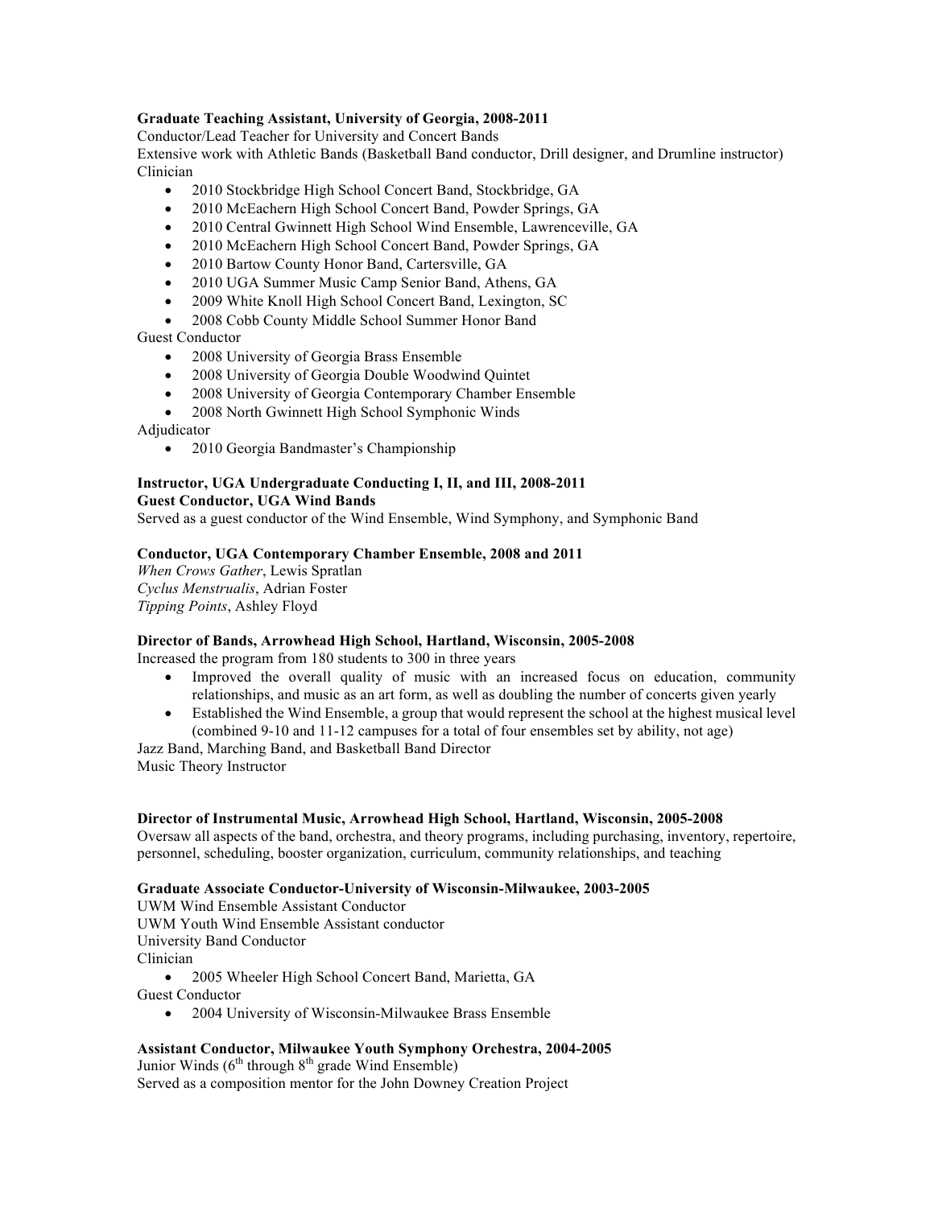**Graduate Teaching Assistant, University of Georgia, 2008-2011**

Conductor/Lead Teacher for University and Concert Bands

Extensive work with Athletic Bands (Basketball Band conductor, Drill designer, and Drumline instructor)

Clinician

- 2010 Stockbridge High School Concert Band, Stockbridge, GA
- 2010 McEachern High School Concert Band, Powder Springs, GA
- 2010 Central Gwinnett High School Wind Ensemble, Lawrenceville, GA
- 2010 McEachern High School Concert Band, Powder Springs, GA
- 2010 Bartow County Honor Band, Cartersville, GA
- 2010 UGA Summer Music Camp Senior Band, Athens, GA
- 2009 White Knoll High School Concert Band, Lexington, SC
- 2008 Cobb County Middle School Summer Honor Band

Guest Conductor

- 2008 University of Georgia Brass Ensemble
- 2008 University of Georgia Double Woodwind Quintet
- 2008 University of Georgia Contemporary Chamber Ensemble
- 2008 North Gwinnett High School Symphonic Winds

Adjudicator

- 2010 Georgia Bandmaster's Championship

**Instructor, UGA Undergraduate Conducting I, II, and III, 2008-2011**

**Guest Conductor, UGA Wind Bands**

Served as a guest conductor of the Wind Ensemble, Wind Symphony, and Symphonic Band

**Conductor, UGA Contemporary Chamber Ensemble, 2008 and 2011**

*When Crows Gather*, Lewis Spratlan

*Cyclus Menstrualis*, Adrian Foster

*Tipping Points*, Ashley Floyd

**Director of Bands, Arrowhead High School, Hartland, Wisconsin, 2005-2008**

Increased the program from 180 students to 300 in three years

- Improved the overall quality of music with an increased focus on education, community relationships, and music as an art form, as well as doubling the number of concerts given yearly
- Established the Wind Ensemble, a group that would represent the school at the highest musical level (combined 9-10 and 11-12 campuses for a total of four ensembles set by ability, not age)

Jazz Band, Marching Band, and Basketball Band Director

Music Theory Instructor

**Director of Instrumental Music, Arrowhead High School, Hartland, Wisconsin, 2005-2008**

Oversaw all aspects of the band, orchestra, and theory programs, including purchasing, inventory, repertoire, personnel, scheduling, booster organization, curriculum, community relationships, and teaching

**Graduate Associate Conductor-University of Wisconsin-Milwaukee, 2003-2005**

UWM Wind Ensemble Assistant Conductor

UWM Youth Wind Ensemble Assistant conductor

University Band Conductor

Clinician

- 2005 Wheeler High School Concert Band, Marietta, GA

Guest Conductor

- 2004 University of Wisconsin-Milwaukee Brass Ensemble

**Assistant Conductor, Milwaukee Youth Symphony Orchestra, 2004-2005**

Junior Winds (6th through 8th grade Wind Ensemble)

Served as a composition mentor for the John Downey Creation Project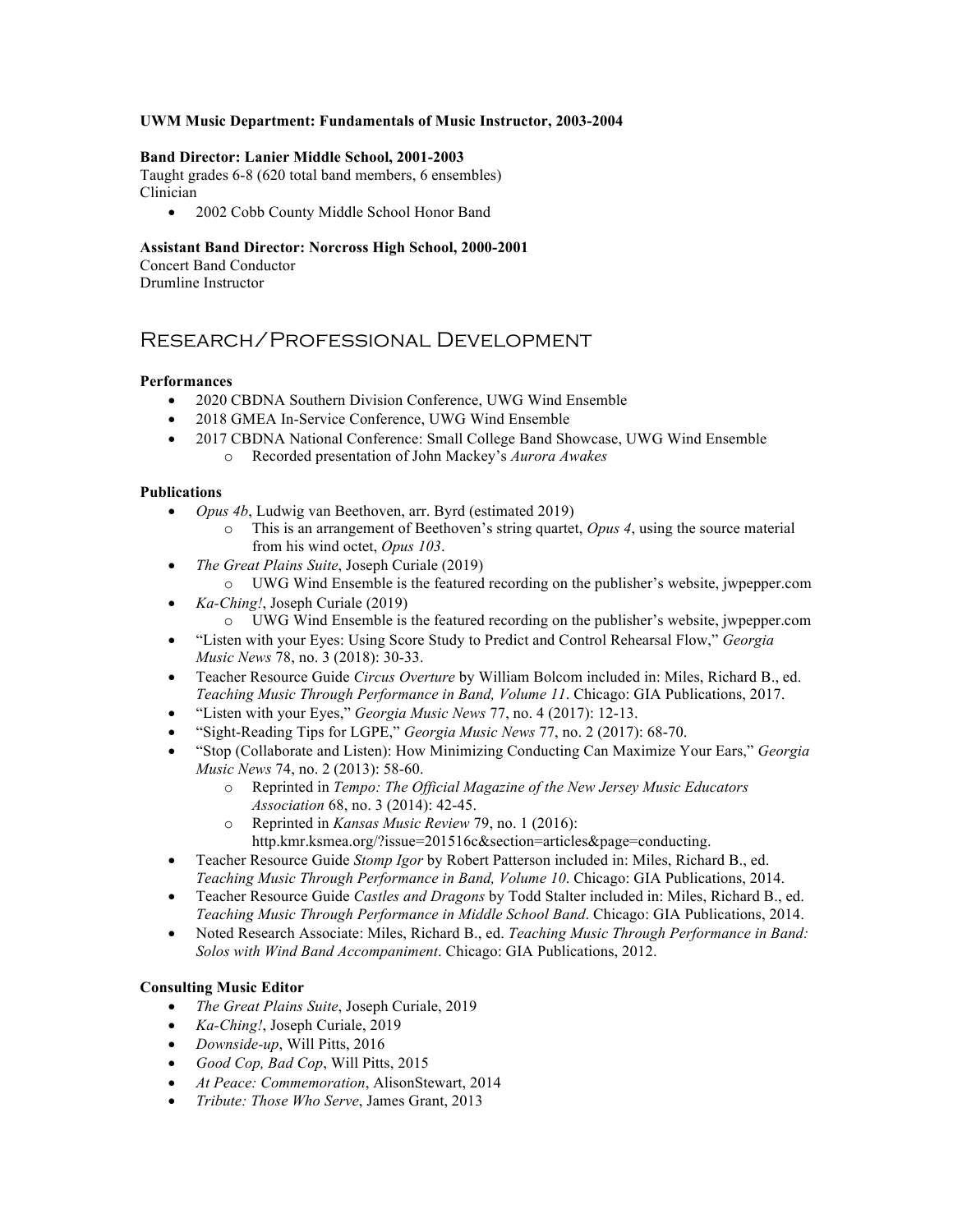**UWM Music Department: Fundamentals of Music Instructor, 2003-2004**

**Band Director: Lanier Middle School, 2001-2003**
Taught grades 6-8 (620 total band members, 6 ensembles)
Clinician

- 2002 Cobb County Middle School Honor Band

**Assistant Band Director: Norcross High School, 2000-2001**
Concert Band Conductor
Drumline Instructor

# Research/Professional Development

**Performances**

- 2020 CBDNA Southern Division Conference, UWG Wind Ensemble
- 2018 GMEA In-Service Conference, UWG Wind Ensemble
- 2017 CBDNA National Conference: Small College Band Showcase, UWG Wind Ensemble
    - Recorded presentation of John Mackey's *Aurora Awakes*

**Publications**

- *Opus 4b*, Ludwig van Beethoven, arr. Byrd (estimated 2019)
    - This is an arrangement of Beethoven's string quartet, *Opus 4*, using the source material from his wind octet, *Opus 103*.
- *The Great Plains Suite*, Joseph Curiale (2019)
    - UWG Wind Ensemble is the featured recording on the publisher's website, jwpepper.com
- *Ka-Ching!*, Joseph Curiale (2019)
    - UWG Wind Ensemble is the featured recording on the publisher's website, jwpepper.com
- "Listen with your Eyes: Using Score Study to Predict and Control Rehearsal Flow," *Georgia Music News* 78, no. 3 (2018): 30-33.
- Teacher Resource Guide *Circus Overture* by William Bolcom included in: Miles, Richard B., ed. *Teaching Music Through Performance in Band, Volume 11*. Chicago: GIA Publications, 2017.
- "Listen with your Eyes," *Georgia Music News* 77, no. 4 (2017): 12-13.
- "Sight-Reading Tips for LGPE," *Georgia Music News* 77, no. 2 (2017): 68-70.
- "Stop (Collaborate and Listen): How Minimizing Conducting Can Maximize Your Ears," *Georgia Music News* 74, no. 2 (2013): 58-60.
    - Reprinted in *Tempo: The Official Magazine of the New Jersey Music Educators Association* 68, no. 3 (2014): 42-45.
    - Reprinted in *Kansas Music Review* 79, no. 1 (2016): http.kmr.ksmea.org/?issue=201516c&section=articles&page=conducting.
- Teacher Resource Guide *Stomp Igor* by Robert Patterson included in: Miles, Richard B., ed. *Teaching Music Through Performance in Band, Volume 10*. Chicago: GIA Publications, 2014.
- Teacher Resource Guide *Castles and Dragons* by Todd Stalter included in: Miles, Richard B., ed. *Teaching Music Through Performance in Middle School Band*. Chicago: GIA Publications, 2014.
- Noted Research Associate: Miles, Richard B., ed. *Teaching Music Through Performance in Band: Solos with Wind Band Accompaniment*. Chicago: GIA Publications, 2012.

**Consulting Music Editor**

- *The Great Plains Suite*, Joseph Curiale, 2019
- *Ka-Ching!*, Joseph Curiale, 2019
- *Downside-up*, Will Pitts, 2016
- *Good Cop, Bad Cop*, Will Pitts, 2015
- *At Peace: Commemoration*, AlisonStewart, 2014
- *Tribute: Those Who Serve*, James Grant, 2013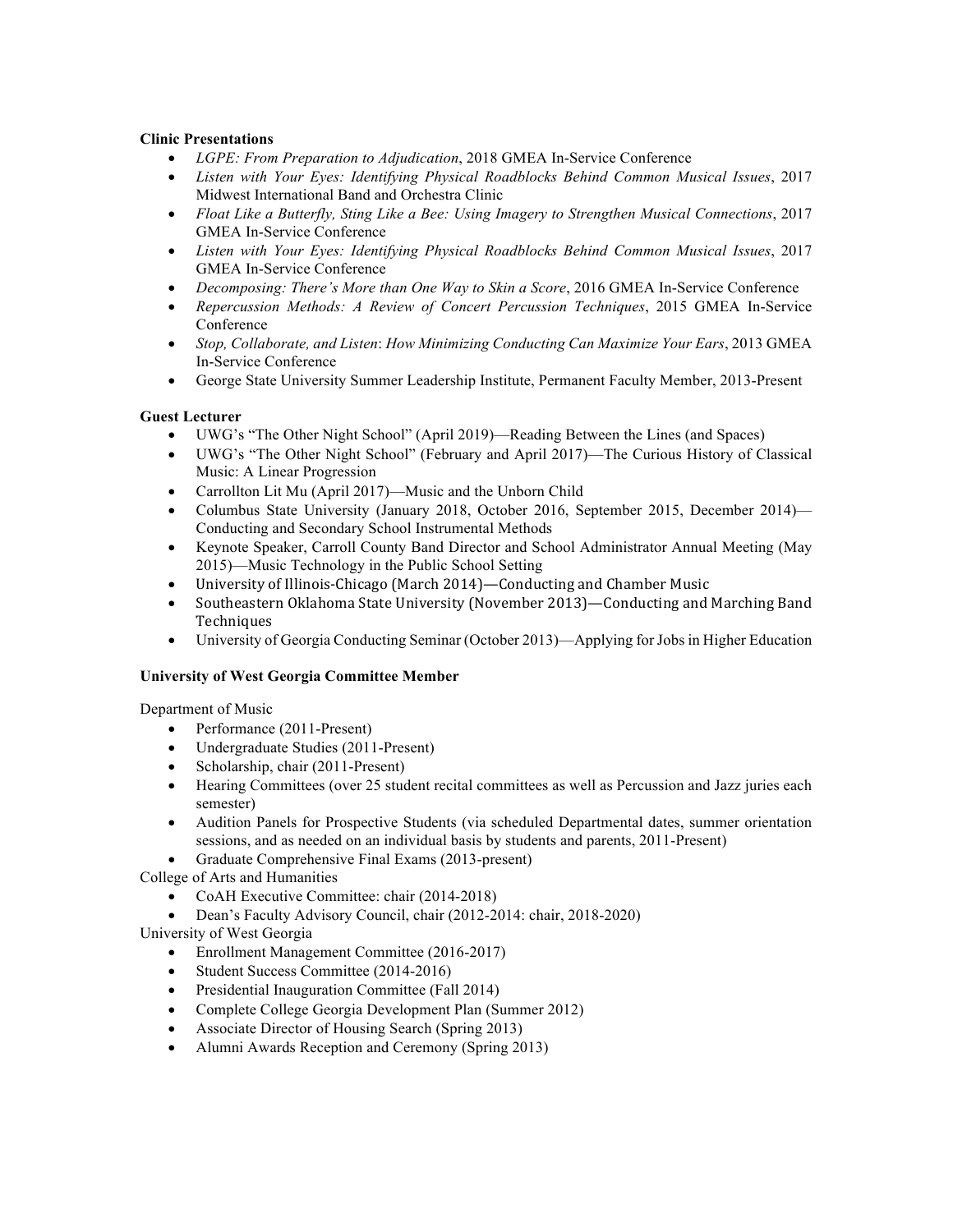**Clinic Presentations**

- *LGPE: From Preparation to Adjudication*, 2018 GMEA In-Service Conference
- *Listen with Your Eyes: Identifying Physical Roadblocks Behind Common Musical Issues*, 2017 Midwest International Band and Orchestra Clinic
- *Float Like a Butterfly, Sting Like a Bee: Using Imagery to Strengthen Musical Connections*, 2017 GMEA In-Service Conference
- *Listen with Your Eyes: Identifying Physical Roadblocks Behind Common Musical Issues*, 2017 GMEA In-Service Conference
- *Decomposing: There's More than One Way to Skin a Score*, 2016 GMEA In-Service Conference
- *Repercussion Methods: A Review of Concert Percussion Techniques*, 2015 GMEA In-Service Conference
- *Stop, Collaborate, and Listen*: *How Minimizing Conducting Can Maximize Your Ears*, 2013 GMEA In-Service Conference
- George State University Summer Leadership Institute, Permanent Faculty Member, 2013-Present

**Guest Lecturer**

- UWG's "The Other Night School" (April 2019)—Reading Between the Lines (and Spaces)
- UWG's "The Other Night School" (February and April 2017)—The Curious History of Classical Music: A Linear Progression
- Carrollton Lit Mu (April 2017)—Music and the Unborn Child
- Columbus State University (January 2018, October 2016, September 2015, December 2014)—Conducting and Secondary School Instrumental Methods
- Keynote Speaker, Carroll County Band Director and School Administrator Annual Meeting (May 2015)—Music Technology in the Public School Setting
- University of Illinois-Chicago (March 2014)—Conducting and Chamber Music
- Southeastern Oklahoma State University (November 2013)—Conducting and Marching Band Techniques
- University of Georgia Conducting Seminar (October 2013)—Applying for Jobs in Higher Education

**University of West Georgia Committee Member**

Department of Music

- Performance (2011-Present)
- Undergraduate Studies (2011-Present)
- Scholarship, chair (2011-Present)
- Hearing Committees (over 25 student recital committees as well as Percussion and Jazz juries each semester)
- Audition Panels for Prospective Students (via scheduled Departmental dates, summer orientation sessions, and as needed on an individual basis by students and parents, 2011-Present)
- Graduate Comprehensive Final Exams (2013-present)

College of Arts and Humanities

- CoAH Executive Committee: chair (2014-2018)
- Dean's Faculty Advisory Council, chair (2012-2014: chair, 2018-2020)

University of West Georgia

- Enrollment Management Committee (2016-2017)
- Student Success Committee (2014-2016)
- Presidential Inauguration Committee (Fall 2014)
- Complete College Georgia Development Plan (Summer 2012)
- Associate Director of Housing Search (Spring 2013)
- Alumni Awards Reception and Ceremony (Spring 2013)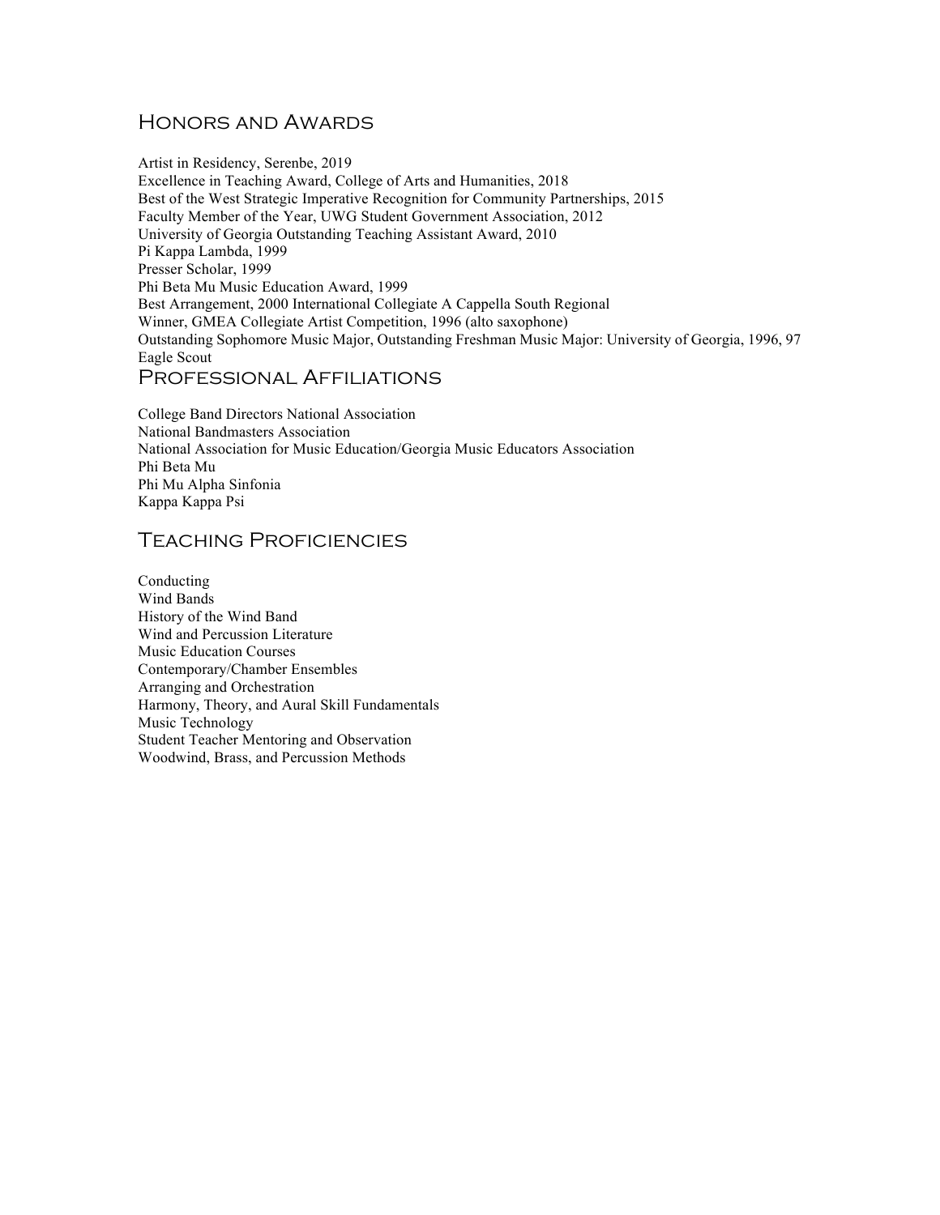## Honors and Awards

Artist in Residency, Serenbe, 2019
Excellence in Teaching Award, College of Arts and Humanities, 2018
Best of the West Strategic Imperative Recognition for Community Partnerships, 2015
Faculty Member of the Year, UWG Student Government Association, 2012
University of Georgia Outstanding Teaching Assistant Award, 2010
Pi Kappa Lambda, 1999
Presser Scholar, 1999
Phi Beta Mu Music Education Award, 1999
Best Arrangement, 2000 International Collegiate A Cappella South Regional
Winner, GMEA Collegiate Artist Competition, 1996 (alto saxophone)
Outstanding Sophomore Music Major, Outstanding Freshman Music Major: University of Georgia, 1996, 97
Eagle Scout

## Professional Affiliations

College Band Directors National Association
National Bandmasters Association
National Association for Music Education/Georgia Music Educators Association
Phi Beta Mu
Phi Mu Alpha Sinfonia
Kappa Kappa Psi

## Teaching Proficiencies

Conducting
Wind Bands
History of the Wind Band
Wind and Percussion Literature
Music Education Courses
Contemporary/Chamber Ensembles
Arranging and Orchestration
Harmony, Theory, and Aural Skill Fundamentals
Music Technology
Student Teacher Mentoring and Observation
Woodwind, Brass, and Percussion Methods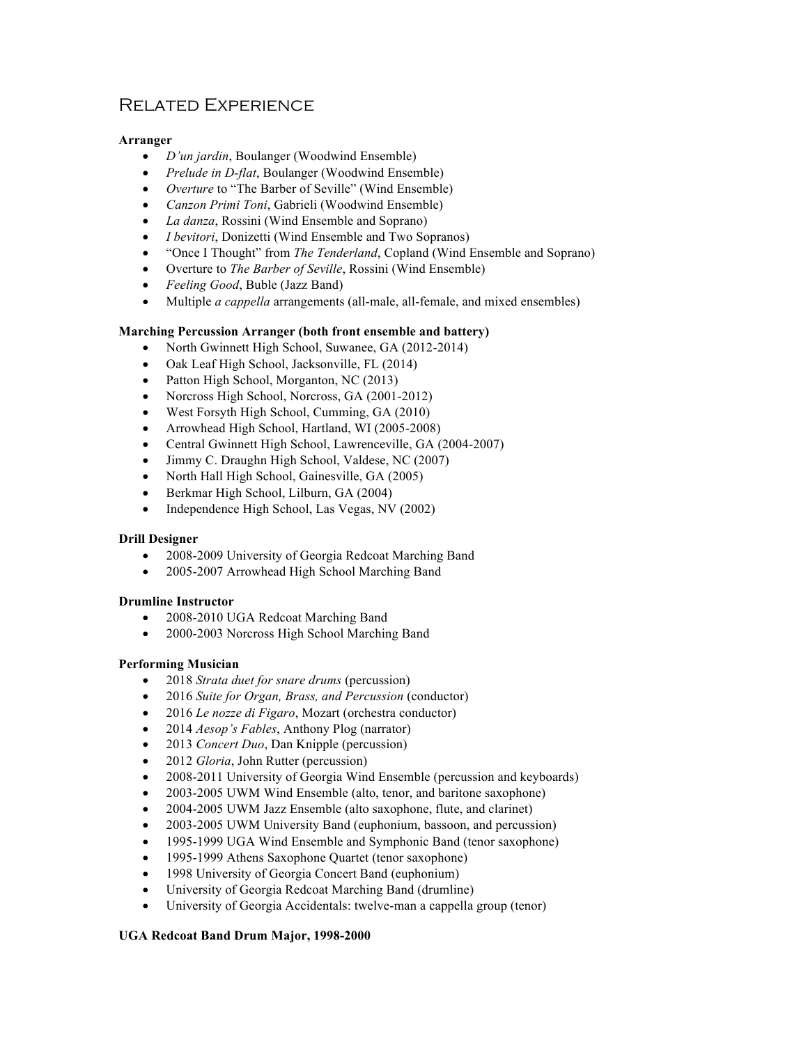## Related Experience

**Arranger**

- *D'un jardin*, Boulanger (Woodwind Ensemble)
- *Prelude in D-flat*, Boulanger (Woodwind Ensemble)
- *Overture* to "The Barber of Seville" (Wind Ensemble)
- *Canzon Primi Toni*, Gabrieli (Woodwind Ensemble)
- *La danza*, Rossini (Wind Ensemble and Soprano)
- *I bevitori*, Donizetti (Wind Ensemble and Two Sopranos)
- "Once I Thought" from *The Tenderland*, Copland (Wind Ensemble and Soprano)
- Overture to *The Barber of Seville*, Rossini (Wind Ensemble)
- *Feeling Good*, Buble (Jazz Band)
- Multiple *a cappella* arrangements (all-male, all-female, and mixed ensembles)

**Marching Percussion Arranger (both front ensemble and battery)**

- North Gwinnett High School, Suwanee, GA (2012-2014)
- Oak Leaf High School, Jacksonville, FL (2014)
- Patton High School, Morganton, NC (2013)
- Norcross High School, Norcross, GA (2001-2012)
- West Forsyth High School, Cumming, GA (2010)
- Arrowhead High School, Hartland, WI (2005-2008)
- Central Gwinnett High School, Lawrenceville, GA (2004-2007)
- Jimmy C. Draughn High School, Valdese, NC (2007)
- North Hall High School, Gainesville, GA (2005)
- Berkmar High School, Lilburn, GA (2004)
- Independence High School, Las Vegas, NV (2002)

**Drill Designer**

- 2008-2009 University of Georgia Redcoat Marching Band
- 2005-2007 Arrowhead High School Marching Band

**Drumline Instructor**

- 2008-2010 UGA Redcoat Marching Band
- 2000-2003 Norcross High School Marching Band

**Performing Musician**

- 2018 *Strata duet for snare drums* (percussion)
- 2016 *Suite for Organ, Brass, and Percussion* (conductor)
- 2016 *Le nozze di Figaro*, Mozart (orchestra conductor)
- 2014 *Aesop's Fables*, Anthony Plog (narrator)
- 2013 *Concert Duo*, Dan Knipple (percussion)
- 2012 *Gloria*, John Rutter (percussion)
- 2008-2011 University of Georgia Wind Ensemble (percussion and keyboards)
- 2003-2005 UWM Wind Ensemble (alto, tenor, and baritone saxophone)
- 2004-2005 UWM Jazz Ensemble (alto saxophone, flute, and clarinet)
- 2003-2005 UWM University Band (euphonium, bassoon, and percussion)
- 1995-1999 UGA Wind Ensemble and Symphonic Band (tenor saxophone)
- 1995-1999 Athens Saxophone Quartet (tenor saxophone)
- 1998 University of Georgia Concert Band (euphonium)
- University of Georgia Redcoat Marching Band (drumline)
- University of Georgia Accidentals: twelve-man a cappella group (tenor)

**UGA Redcoat Band Drum Major, 1998-2000**